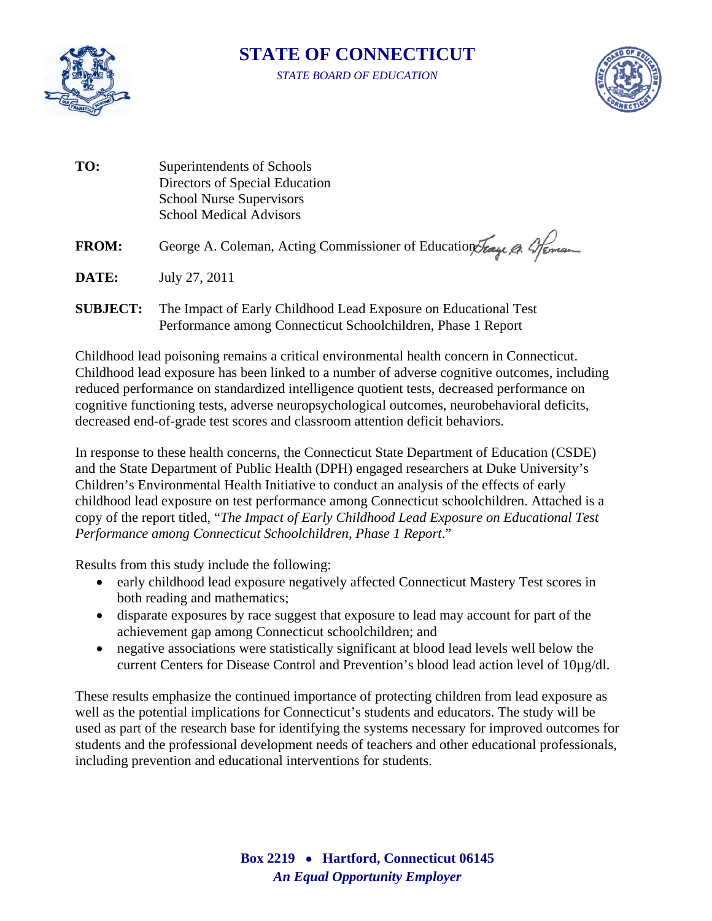# STATE OF CONNECTICUT

*STATE BOARD OF EDUCATION*

**TO:** Superintendents of Schools
Directors of Special Education
School Nurse Supervisors
School Medical Advisors

**FROM:** George A. Coleman, Acting Commissioner of Education

**DATE:** July 27, 2011

**SUBJECT:** The Impact of Early Childhood Lead Exposure on Educational Test Performance among Connecticut Schoolchildren, Phase 1 Report

Childhood lead poisoning remains a critical environmental health concern in Connecticut. Childhood lead exposure has been linked to a number of adverse cognitive outcomes, including reduced performance on standardized intelligence quotient tests, decreased performance on cognitive functioning tests, adverse neuropsychological outcomes, neurobehavioral deficits, decreased end-of-grade test scores and classroom attention deficit behaviors.

In response to these health concerns, the Connecticut State Department of Education (CSDE) and the State Department of Public Health (DPH) engaged researchers at Duke University's Children's Environmental Health Initiative to conduct an analysis of the effects of early childhood lead exposure on test performance among Connecticut schoolchildren. Attached is a copy of the report titled, "*The Impact of Early Childhood Lead Exposure on Educational Test Performance among Connecticut Schoolchildren, Phase 1 Report*."

Results from this study include the following:

- early childhood lead exposure negatively affected Connecticut Mastery Test scores in both reading and mathematics;
- disparate exposures by race suggest that exposure to lead may account for part of the achievement gap among Connecticut schoolchildren; and
- negative associations were statistically significant at blood lead levels well below the current Centers for Disease Control and Prevention's blood lead action level of 10µg/dl.

These results emphasize the continued importance of protecting children from lead exposure as well as the potential implications for Connecticut's students and educators. The study will be used as part of the research base for identifying the systems necessary for improved outcomes for students and the professional development needs of teachers and other educational professionals, including prevention and educational interventions for students.

**Box 2219 • Hartford, Connecticut 06145**

***An Equal Opportunity Employer***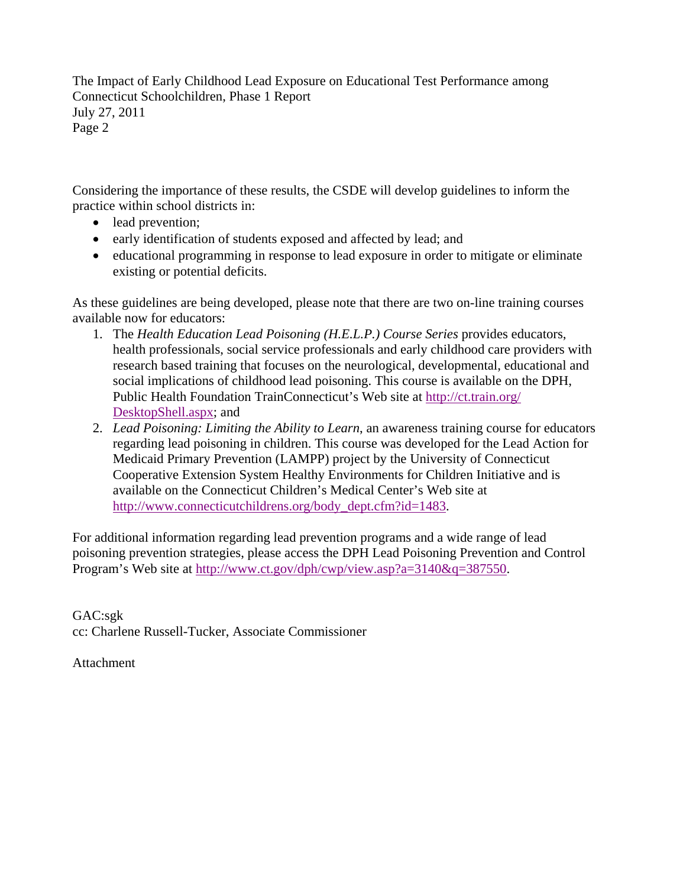Considering the importance of these results, the CSDE will develop guidelines to inform the practice within school districts in:

- lead prevention;
- early identification of students exposed and affected by lead; and
- educational programming in response to lead exposure in order to mitigate or eliminate existing or potential deficits.

As these guidelines are being developed, please note that there are two on-line training courses available now for educators:

1. The *Health Education Lead Poisoning (H.E.L.P.) Course Series* provides educators, health professionals, social service professionals and early childhood care providers with research based training that focuses on the neurological, developmental, educational and social implications of childhood lead poisoning. This course is available on the DPH, Public Health Foundation TrainConnecticut's Web site at http://ct.train.org/DesktopShell.aspx; and
2. *Lead Poisoning: Limiting the Ability to Learn*, an awareness training course for educators regarding lead poisoning in children. This course was developed for the Lead Action for Medicaid Primary Prevention (LAMPP) project by the University of Connecticut Cooperative Extension System Healthy Environments for Children Initiative and is available on the Connecticut Children's Medical Center's Web site at http://www.connecticutchildrens.org/body_dept.cfm?id=1483.

For additional information regarding lead prevention programs and a wide range of lead poisoning prevention strategies, please access the DPH Lead Poisoning Prevention and Control Program's Web site at http://www.ct.gov/dph/cwp/view.asp?a=3140&q=387550.

GAC:sgk
cc: Charlene Russell-Tucker, Associate Commissioner

Attachment